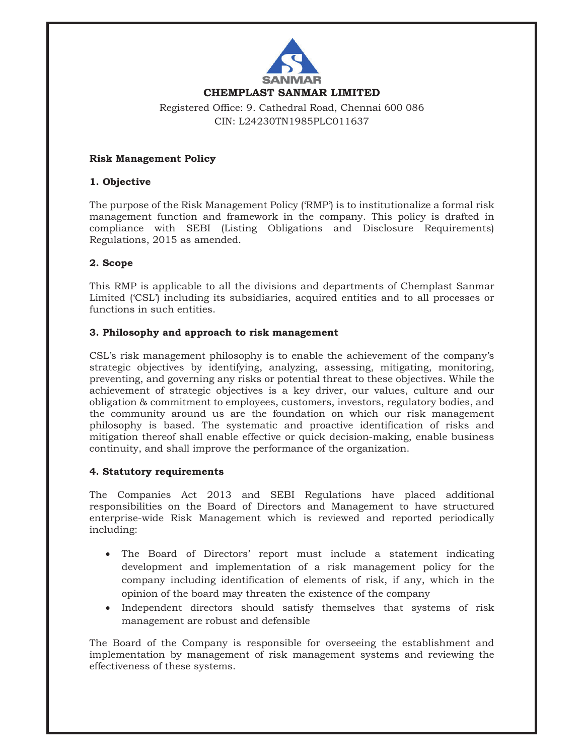# CHEMPLAST SANMAR LIMITED

Registered Office: 9. Cathedral Road, Chennai 600 086
CIN: L24230TN1985PLC011637

## Risk Management Policy

### 1. Objective

The purpose of the Risk Management Policy ('RMP') is to institutionalize a formal risk management function and framework in the company. This policy is drafted in compliance with SEBI (Listing Obligations and Disclosure Requirements) Regulations, 2015 as amended.

### 2. Scope

This RMP is applicable to all the divisions and departments of Chemplast Sanmar Limited ('CSL') including its subsidiaries, acquired entities and to all processes or functions in such entities.

### 3. Philosophy and approach to risk management

CSL's risk management philosophy is to enable the achievement of the company's strategic objectives by identifying, analyzing, assessing, mitigating, monitoring, preventing, and governing any risks or potential threat to these objectives. While the achievement of strategic objectives is a key driver, our values, culture and our obligation & commitment to employees, customers, investors, regulatory bodies, and the community around us are the foundation on which our risk management philosophy is based. The systematic and proactive identification of risks and mitigation thereof shall enable effective or quick decision-making, enable business continuity, and shall improve the performance of the organization.

### 4. Statutory requirements

The Companies Act 2013 and SEBI Regulations have placed additional responsibilities on the Board of Directors and Management to have structured enterprise-wide Risk Management which is reviewed and reported periodically including:

- The Board of Directors' report must include a statement indicating development and implementation of a risk management policy for the company including identification of elements of risk, if any, which in the opinion of the board may threaten the existence of the company
- Independent directors should satisfy themselves that systems of risk management are robust and defensible

The Board of the Company is responsible for overseeing the establishment and implementation by management of risk management systems and reviewing the effectiveness of these systems.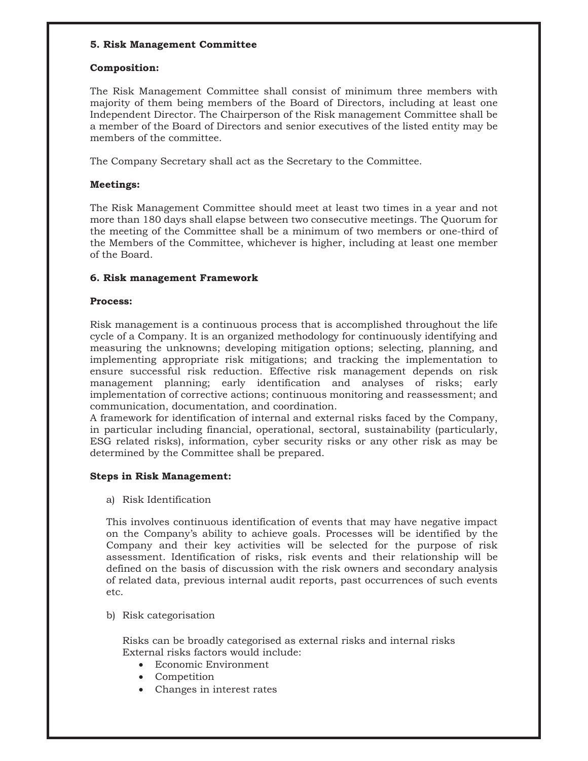### 5. Risk Management Committee

**Composition:**

The Risk Management Committee shall consist of minimum three members with majority of them being members of the Board of Directors, including at least one Independent Director. The Chairperson of the Risk management Committee shall be a member of the Board of Directors and senior executives of the listed entity may be members of the committee.

The Company Secretary shall act as the Secretary to the Committee.

**Meetings:**

The Risk Management Committee should meet at least two times in a year and not more than 180 days shall elapse between two consecutive meetings. The Quorum for the meeting of the Committee shall be a minimum of two members or one-third of the Members of the Committee, whichever is higher, including at least one member of the Board.

### 6. Risk management Framework

**Process:**

Risk management is a continuous process that is accomplished throughout the life cycle of a Company. It is an organized methodology for continuously identifying and measuring the unknowns; developing mitigation options; selecting, planning, and implementing appropriate risk mitigations; and tracking the implementation to ensure successful risk reduction. Effective risk management depends on risk management planning; early identification and analyses of risks; early implementation of corrective actions; continuous monitoring and reassessment; and communication, documentation, and coordination.
A framework for identification of internal and external risks faced by the Company, in particular including financial, operational, sectoral, sustainability (particularly, ESG related risks), information, cyber security risks or any other risk as may be determined by the Committee shall be prepared.

**Steps in Risk Management:**

a) Risk Identification

This involves continuous identification of events that may have negative impact on the Company's ability to achieve goals. Processes will be identified by the Company and their key activities will be selected for the purpose of risk assessment. Identification of risks, risk events and their relationship will be defined on the basis of discussion with the risk owners and secondary analysis of related data, previous internal audit reports, past occurrences of such events etc.

b) Risk categorisation

Risks can be broadly categorised as external risks and internal risks
External risks factors would include:

- Economic Environment
- Competition
- Changes in interest rates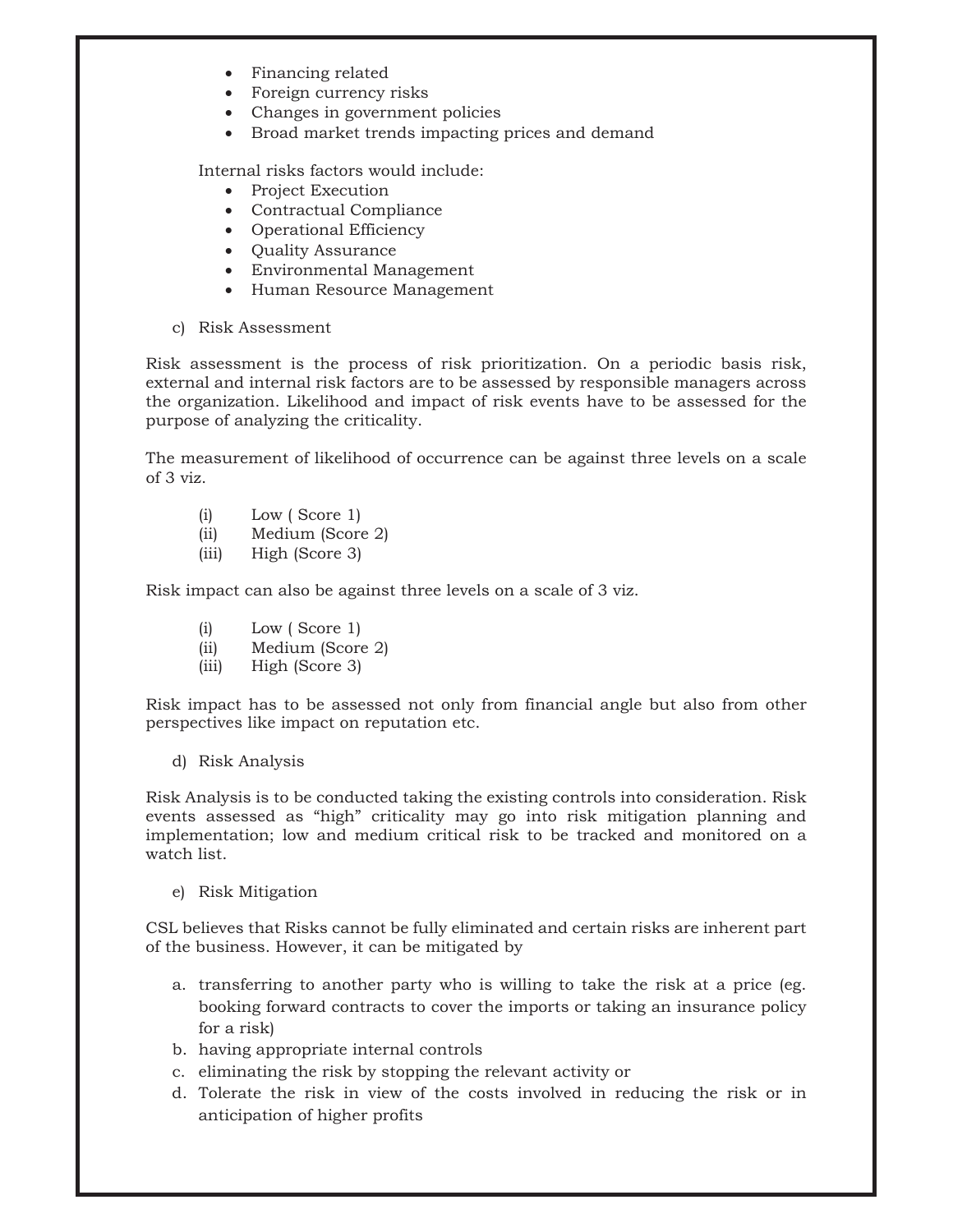- Financing related
- Foreign currency risks
- Changes in government policies
- Broad market trends impacting prices and demand

Internal risks factors would include:

- Project Execution
- Contractual Compliance
- Operational Efficiency
- Quality Assurance
- Environmental Management
- Human Resource Management

c) Risk Assessment

Risk assessment is the process of risk prioritization. On a periodic basis risk, external and internal risk factors are to be assessed by responsible managers across the organization. Likelihood and impact of risk events have to be assessed for the purpose of analyzing the criticality.

The measurement of likelihood of occurrence can be against three levels on a scale of 3 viz.

(i) Low ( Score 1)
(ii) Medium (Score 2)
(iii) High (Score 3)

Risk impact can also be against three levels on a scale of 3 viz.

(i) Low ( Score 1)
(ii) Medium (Score 2)
(iii) High (Score 3)

Risk impact has to be assessed not only from financial angle but also from other perspectives like impact on reputation etc.

d) Risk Analysis

Risk Analysis is to be conducted taking the existing controls into consideration. Risk events assessed as "high" criticality may go into risk mitigation planning and implementation; low and medium critical risk to be tracked and monitored on a watch list.

e) Risk Mitigation

CSL believes that Risks cannot be fully eliminated and certain risks are inherent part of the business. However, it can be mitigated by

a. transferring to another party who is willing to take the risk at a price (eg. booking forward contracts to cover the imports or taking an insurance policy for a risk)
b. having appropriate internal controls
c. eliminating the risk by stopping the relevant activity or
d. Tolerate the risk in view of the costs involved in reducing the risk or in anticipation of higher profits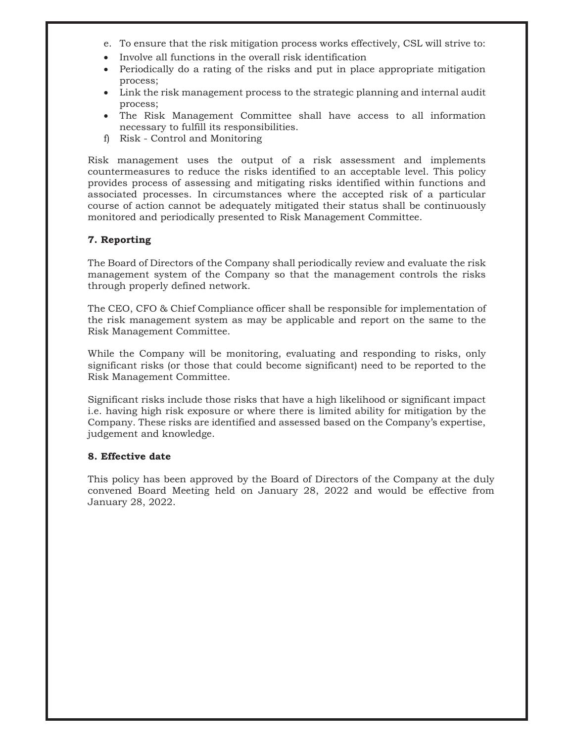e. To ensure that the risk mitigation process works effectively, CSL will strive to:

- Involve all functions in the overall risk identification
- Periodically do a rating of the risks and put in place appropriate mitigation process;
- Link the risk management process to the strategic planning and internal audit process;
- The Risk Management Committee shall have access to all information necessary to fulfill its responsibilities.

f) Risk - Control and Monitoring

Risk management uses the output of a risk assessment and implements countermeasures to reduce the risks identified to an acceptable level. This policy provides process of assessing and mitigating risks identified within functions and associated processes. In circumstances where the accepted risk of a particular course of action cannot be adequately mitigated their status shall be continuously monitored and periodically presented to Risk Management Committee.

**7. Reporting**

The Board of Directors of the Company shall periodically review and evaluate the risk management system of the Company so that the management controls the risks through properly defined network.

The CEO, CFO & Chief Compliance officer shall be responsible for implementation of the risk management system as may be applicable and report on the same to the Risk Management Committee.

While the Company will be monitoring, evaluating and responding to risks, only significant risks (or those that could become significant) need to be reported to the Risk Management Committee.

Significant risks include those risks that have a high likelihood or significant impact i.e. having high risk exposure or where there is limited ability for mitigation by the Company. These risks are identified and assessed based on the Company's expertise, judgement and knowledge.

**8. Effective date**

This policy has been approved by the Board of Directors of the Company at the duly convened Board Meeting held on January 28, 2022 and would be effective from January 28, 2022.